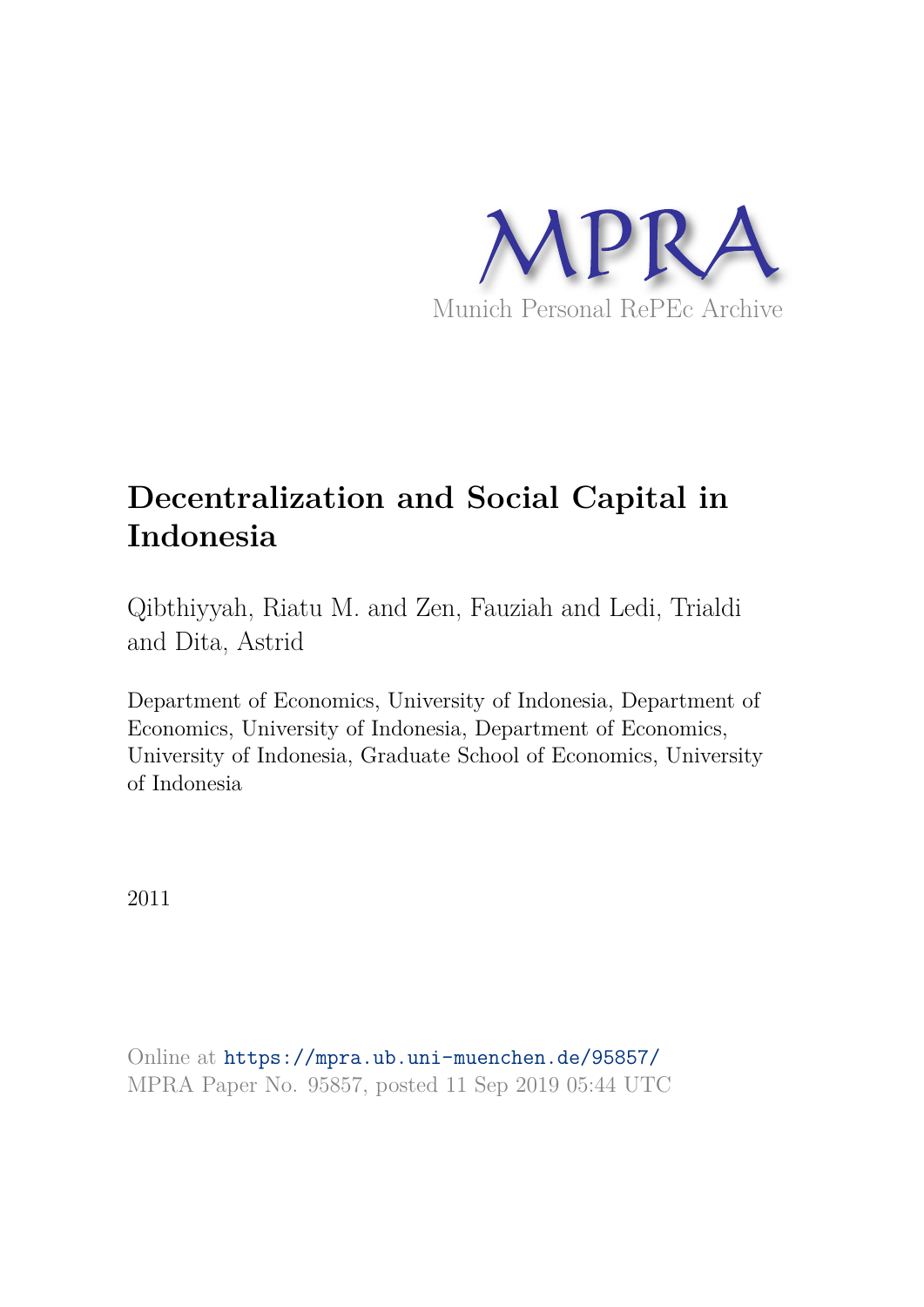MPRA

Munich Personal RePEc Archive

# Decentralization and Social Capital in Indonesia

Qibthiyyah, Riatu M. and Zen, Fauziah and Ledi, Trialdi and Dita, Astrid

Department of Economics, University of Indonesia, Department of Economics, University of Indonesia, Department of Economics, University of Indonesia, Graduate School of Economics, University of Indonesia

2011

Online at https://mpra.ub.uni-muenchen.de/95857/
MPRA Paper No. 95857, posted 11 Sep 2019 05:44 UTC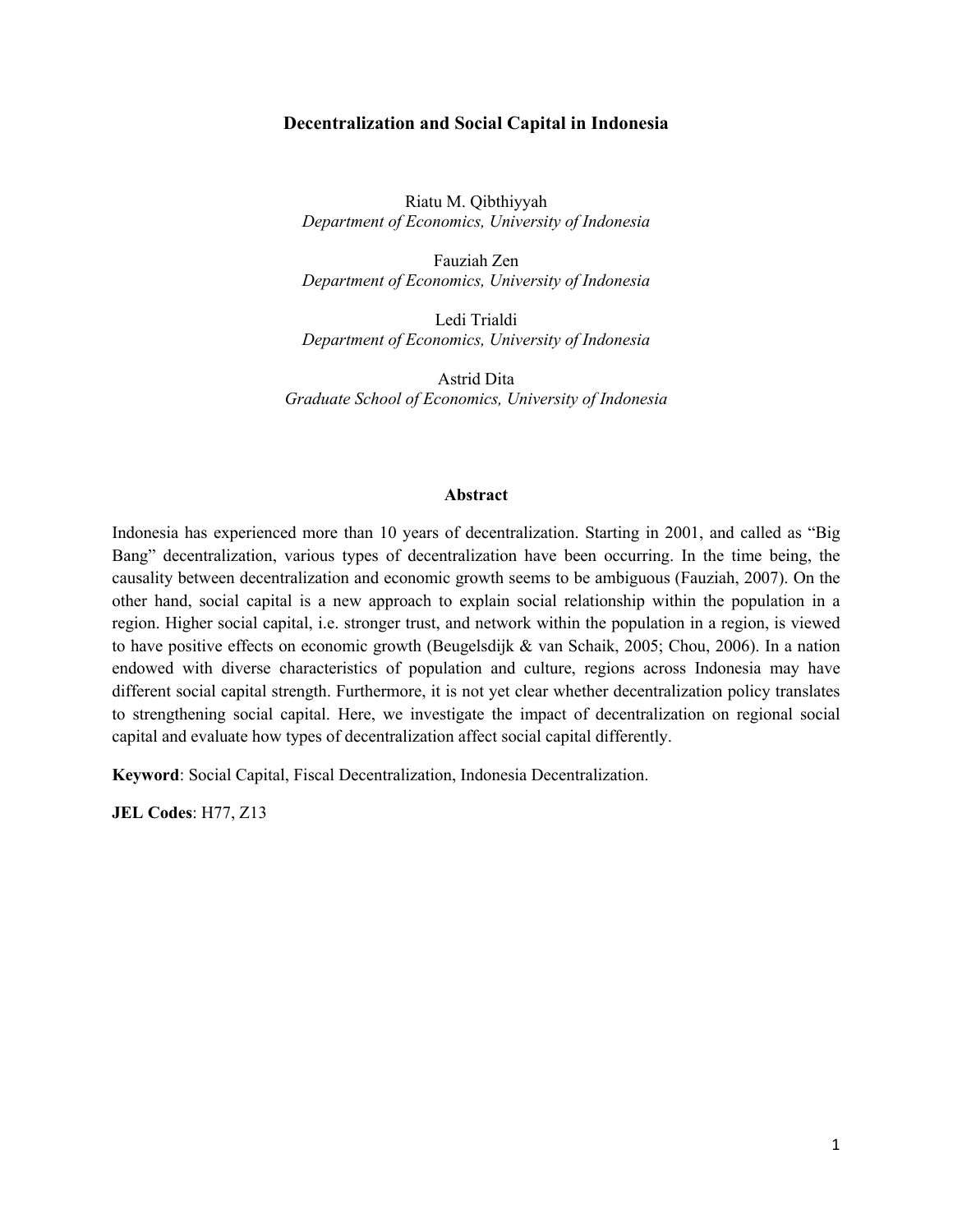# Decentralization and Social Capital in Indonesia

Riatu M. Qibthiyyah
*Department of Economics, University of Indonesia*

Fauziah Zen
*Department of Economics, University of Indonesia*

Ledi Trialdi
*Department of Economics, University of Indonesia*

Astrid Dita
*Graduate School of Economics, University of Indonesia*

## Abstract

Indonesia has experienced more than 10 years of decentralization. Starting in 2001, and called as "Big Bang" decentralization, various types of decentralization have been occurring. In the time being, the causality between decentralization and economic growth seems to be ambiguous (Fauziah, 2007). On the other hand, social capital is a new approach to explain social relationship within the population in a region. Higher social capital, i.e. stronger trust, and network within the population in a region, is viewed to have positive effects on economic growth (Beugelsdijk & van Schaik, 2005; Chou, 2006). In a nation endowed with diverse characteristics of population and culture, regions across Indonesia may have different social capital strength. Furthermore, it is not yet clear whether decentralization policy translates to strengthening social capital. Here, we investigate the impact of decentralization on regional social capital and evaluate how types of decentralization affect social capital differently.

**Keyword**: Social Capital, Fiscal Decentralization, Indonesia Decentralization.

**JEL Codes**: H77, Z13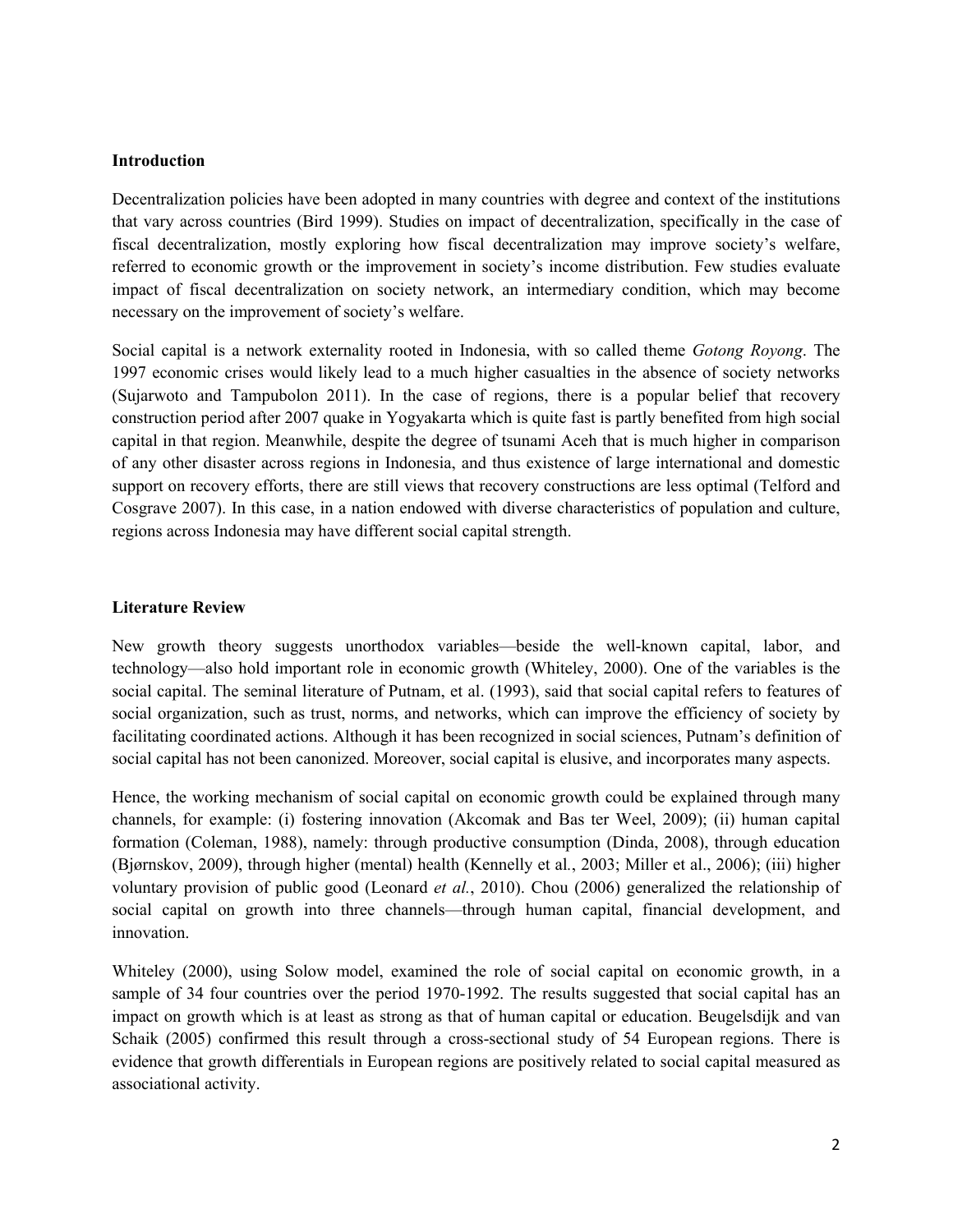**Introduction**

Decentralization policies have been adopted in many countries with degree and context of the institutions that vary across countries (Bird 1999). Studies on impact of decentralization, specifically in the case of fiscal decentralization, mostly exploring how fiscal decentralization may improve society's welfare, referred to economic growth or the improvement in society's income distribution. Few studies evaluate impact of fiscal decentralization on society network, an intermediary condition, which may become necessary on the improvement of society's welfare.

Social capital is a network externality rooted in Indonesia, with so called theme *Gotong Royong*. The 1997 economic crises would likely lead to a much higher casualties in the absence of society networks (Sujarwoto and Tampubolon 2011). In the case of regions, there is a popular belief that recovery construction period after 2007 quake in Yogyakarta which is quite fast is partly benefited from high social capital in that region. Meanwhile, despite the degree of tsunami Aceh that is much higher in comparison of any other disaster across regions in Indonesia, and thus existence of large international and domestic support on recovery efforts, there are still views that recovery constructions are less optimal (Telford and Cosgrave 2007). In this case, in a nation endowed with diverse characteristics of population and culture, regions across Indonesia may have different social capital strength.

**Literature Review**

New growth theory suggests unorthodox variables—beside the well-known capital, labor, and technology—also hold important role in economic growth (Whiteley, 2000). One of the variables is the social capital. The seminal literature of Putnam, et al. (1993), said that social capital refers to features of social organization, such as trust, norms, and networks, which can improve the efficiency of society by facilitating coordinated actions. Although it has been recognized in social sciences, Putnam's definition of social capital has not been canonized. Moreover, social capital is elusive, and incorporates many aspects.

Hence, the working mechanism of social capital on economic growth could be explained through many channels, for example: (i) fostering innovation (Akcomak and Bas ter Weel, 2009); (ii) human capital formation (Coleman, 1988), namely: through productive consumption (Dinda, 2008), through education (Bjørnskov, 2009), through higher (mental) health (Kennelly et al., 2003; Miller et al., 2006); (iii) higher voluntary provision of public good (Leonard *et al.*, 2010). Chou (2006) generalized the relationship of social capital on growth into three channels—through human capital, financial development, and innovation.

Whiteley (2000), using Solow model, examined the role of social capital on economic growth, in a sample of 34 four countries over the period 1970-1992. The results suggested that social capital has an impact on growth which is at least as strong as that of human capital or education. Beugelsdijk and van Schaik (2005) confirmed this result through a cross-sectional study of 54 European regions. There is evidence that growth differentials in European regions are positively related to social capital measured as associational activity.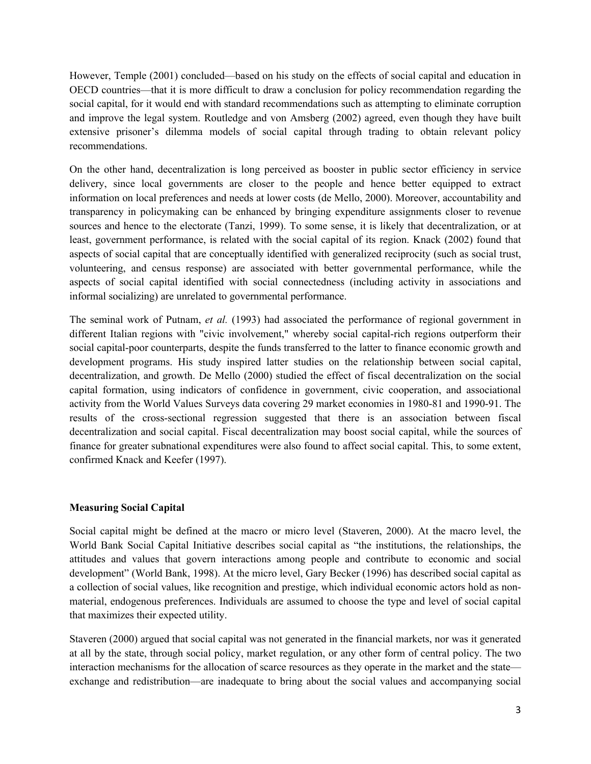However, Temple (2001) concluded—based on his study on the effects of social capital and education in OECD countries—that it is more difficult to draw a conclusion for policy recommendation regarding the social capital, for it would end with standard recommendations such as attempting to eliminate corruption and improve the legal system. Routledge and von Amsberg (2002) agreed, even though they have built extensive prisoner's dilemma models of social capital through trading to obtain relevant policy recommendations.

On the other hand, decentralization is long perceived as booster in public sector efficiency in service delivery, since local governments are closer to the people and hence better equipped to extract information on local preferences and needs at lower costs (de Mello, 2000). Moreover, accountability and transparency in policymaking can be enhanced by bringing expenditure assignments closer to revenue sources and hence to the electorate (Tanzi, 1999). To some sense, it is likely that decentralization, or at least, government performance, is related with the social capital of its region. Knack (2002) found that aspects of social capital that are conceptually identified with generalized reciprocity (such as social trust, volunteering, and census response) are associated with better governmental performance, while the aspects of social capital identified with social connectedness (including activity in associations and informal socializing) are unrelated to governmental performance.

The seminal work of Putnam, *et al.* (1993) had associated the performance of regional government in different Italian regions with "civic involvement," whereby social capital-rich regions outperform their social capital-poor counterparts, despite the funds transferred to the latter to finance economic growth and development programs. His study inspired latter studies on the relationship between social capital, decentralization, and growth. De Mello (2000) studied the effect of fiscal decentralization on the social capital formation, using indicators of confidence in government, civic cooperation, and associational activity from the World Values Surveys data covering 29 market economies in 1980-81 and 1990-91. The results of the cross-sectional regression suggested that there is an association between fiscal decentralization and social capital. Fiscal decentralization may boost social capital, while the sources of finance for greater subnational expenditures were also found to affect social capital. This, to some extent, confirmed Knack and Keefer (1997).

## Measuring Social Capital

Social capital might be defined at the macro or micro level (Staveren, 2000). At the macro level, the World Bank Social Capital Initiative describes social capital as "the institutions, the relationships, the attitudes and values that govern interactions among people and contribute to economic and social development" (World Bank, 1998). At the micro level, Gary Becker (1996) has described social capital as a collection of social values, like recognition and prestige, which individual economic actors hold as non-material, endogenous preferences. Individuals are assumed to choose the type and level of social capital that maximizes their expected utility.

Staveren (2000) argued that social capital was not generated in the financial markets, nor was it generated at all by the state, through social policy, market regulation, or any other form of central policy. The two interaction mechanisms for the allocation of scarce resources as they operate in the market and the state—exchange and redistribution—are inadequate to bring about the social values and accompanying social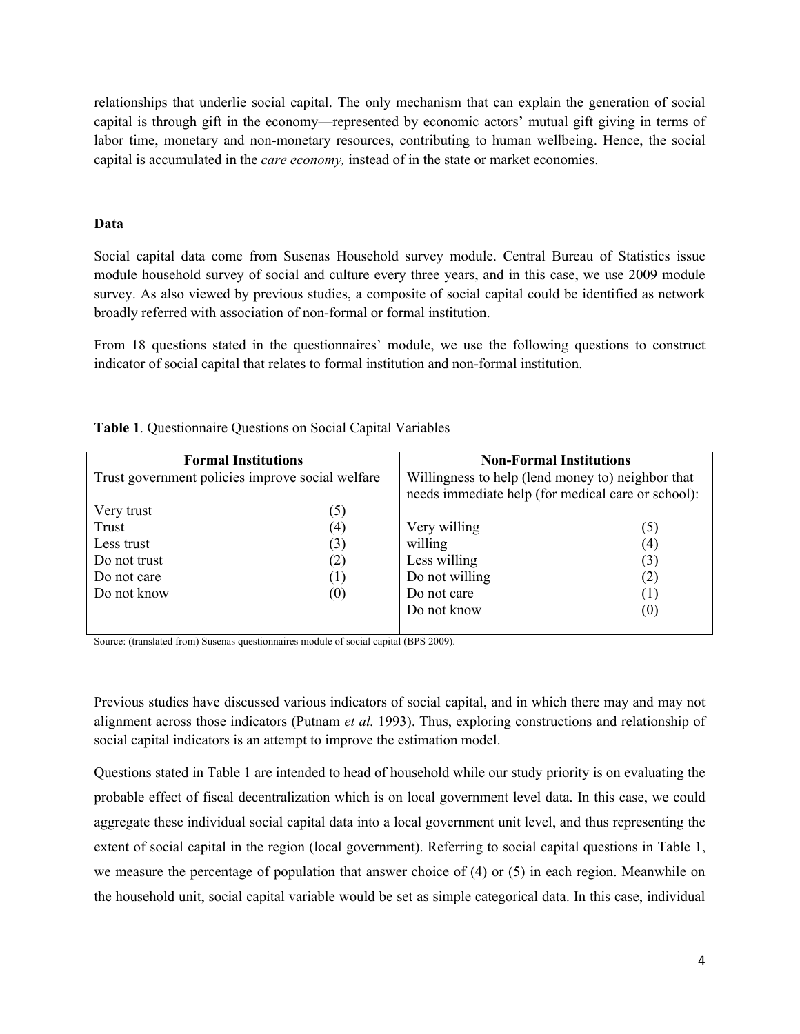relationships that underlie social capital. The only mechanism that can explain the generation of social capital is through gift in the economy—represented by economic actors' mutual gift giving in terms of labor time, monetary and non-monetary resources, contributing to human wellbeing. Hence, the social capital is accumulated in the *care economy,* instead of in the state or market economies.

**Data**

Social capital data come from Susenas Household survey module. Central Bureau of Statistics issue module household survey of social and culture every three years, and in this case, we use 2009 module survey. As also viewed by previous studies, a composite of social capital could be identified as network broadly referred with association of non-formal or formal institution.

From 18 questions stated in the questionnaires' module, we use the following questions to construct indicator of social capital that relates to formal institution and non-formal institution.

**Table 1**. Questionnaire Questions on Social Capital Variables

| Formal Institutions | | Non-Formal Institutions | |
|---|---|---|---|
| Trust government policies improve social welfare | | Willingness to help (lend money to) neighbor that needs immediate help (for medical care or school): | |
| Very trust | (5) | | |
| Trust | (4) | Very willing | (5) |
| Less trust | (3) | willing | (4) |
| Do not trust | (2) | Less willing | (3) |
| Do not care | (1) | Do not willing | (2) |
| Do not know | (0) | Do not care | (1) |
| | | Do not know | (0) |

Source: (translated from) Susenas questionnaires module of social capital (BPS 2009).

Previous studies have discussed various indicators of social capital, and in which there may and may not alignment across those indicators (Putnam *et al.* 1993). Thus, exploring constructions and relationship of social capital indicators is an attempt to improve the estimation model.

Questions stated in Table 1 are intended to head of household while our study priority is on evaluating the probable effect of fiscal decentralization which is on local government level data. In this case, we could aggregate these individual social capital data into a local government unit level, and thus representing the extent of social capital in the region (local government). Referring to social capital questions in Table 1, we measure the percentage of population that answer choice of (4) or (5) in each region. Meanwhile on the household unit, social capital variable would be set as simple categorical data. In this case, individual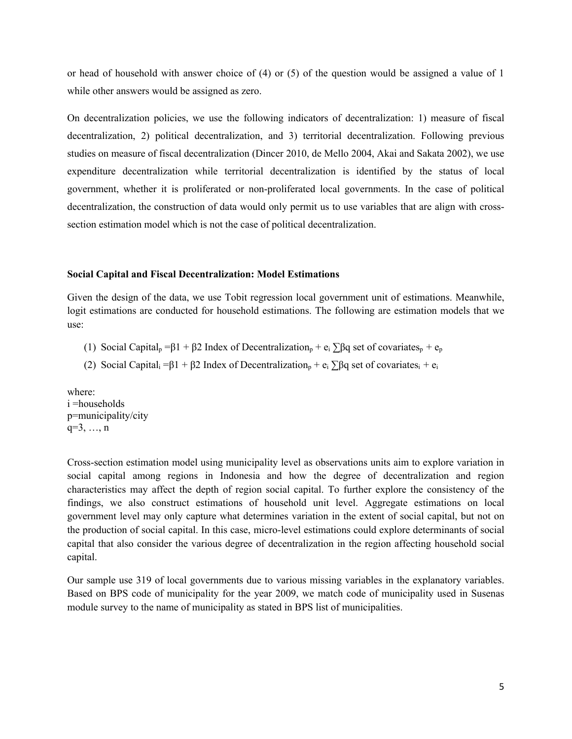or head of household with answer choice of (4) or (5) of the question would be assigned a value of 1 while other answers would be assigned as zero.

On decentralization policies, we use the following indicators of decentralization: 1) measure of fiscal decentralization, 2) political decentralization, and 3) territorial decentralization. Following previous studies on measure of fiscal decentralization (Dincer 2010, de Mello 2004, Akai and Sakata 2002), we use expenditure decentralization while territorial decentralization is identified by the status of local government, whether it is proliferated or non-proliferated local governments. In the case of political decentralization, the construction of data would only permit us to use variables that are align with cross-section estimation model which is not the case of political decentralization.

**Social Capital and Fiscal Decentralization: Model Estimations**

Given the design of the data, we use Tobit regression local government unit of estimations. Meanwhile, logit estimations are conducted for household estimations. The following are estimation models that we use:

(1) $\text{Social Capital}_p = \beta 1 + \beta 2 \text{ Index of Decentralization}_p + e_i \sum \beta q \text{ set of covariates}_p + e_p$

(2) $\text{Social Capital}_i = \beta 1 + \beta 2 \text{ Index of Decentralization}_p + e_i \sum \beta q \text{ set of covariates}_i + e_i$

where:
i =households
p=municipality/city
q=3, …, n

Cross-section estimation model using municipality level as observations units aim to explore variation in social capital among regions in Indonesia and how the degree of decentralization and region characteristics may affect the depth of region social capital. To further explore the consistency of the findings, we also construct estimations of household unit level. Aggregate estimations on local government level may only capture what determines variation in the extent of social capital, but not on the production of social capital. In this case, micro-level estimations could explore determinants of social capital that also consider the various degree of decentralization in the region affecting household social capital.

Our sample use 319 of local governments due to various missing variables in the explanatory variables. Based on BPS code of municipality for the year 2009, we match code of municipality used in Susenas module survey to the name of municipality as stated in BPS list of municipalities.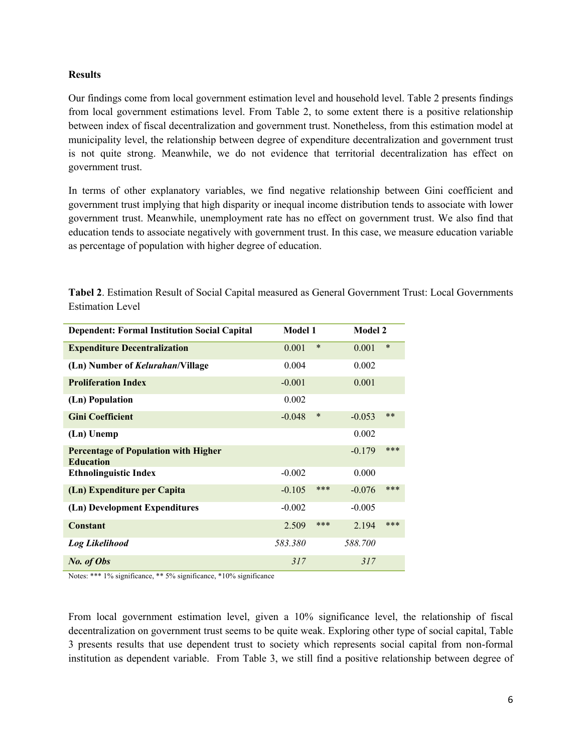**Results**

Our findings come from local government estimation level and household level. Table 2 presents findings from local government estimations level. From Table 2, to some extent there is a positive relationship between index of fiscal decentralization and government trust. Nonetheless, from this estimation model at municipality level, the relationship between degree of expenditure decentralization and government trust is not quite strong. Meanwhile, we do not evidence that territorial decentralization has effect on government trust.

In terms of other explanatory variables, we find negative relationship between Gini coefficient and government trust implying that high disparity or inequal income distribution tends to associate with lower government trust. Meanwhile, unemployment rate has no effect on government trust. We also find that education tends to associate negatively with government trust. In this case, we measure education variable as percentage of population with higher degree of education.

**Tabel 2**. Estimation Result of Social Capital measured as General Government Trust: Local Governments Estimation Level

| **Dependent: Formal Institution Social Capital** | **Model 1** | | **Model 2** | |
|---|---|---|---|---|
| **Expenditure Decentralization** | 0.001 | * | 0.001 | * |
| **(Ln) Number of *Kelurahan*/Village** | 0.004 | | 0.002 | |
| **Proliferation Index** | -0.001 | | 0.001 | |
| **(Ln) Population** | 0.002 | | | |
| **Gini Coefficient** | -0.048 | * | -0.053 | ** |
| **(Ln) Unemp** | | | 0.002 | |
| **Percentage of Population with Higher Education** | | | -0.179 | *** |
| **Ethnolinguistic Index** | -0.002 | | 0.000 | |
| **(Ln) Expenditure per Capita** | -0.105 | *** | -0.076 | *** |
| **(Ln) Development Expenditures** | -0.002 | | -0.005 | |
| **Constant** | 2.509 | *** | 2.194 | *** |
| ***Log Likelihood*** | *583.380* | | *588.700* | |
| ***No. of Obs*** | *317* | | *317* | |

Notes: *** 1% significance, ** 5% significance, *10% significance

From local government estimation level, given a 10% significance level, the relationship of fiscal decentralization on government trust seems to be quite weak. Exploring other type of social capital, Table 3 presents results that use dependent trust to society which represents social capital from non-formal institution as dependent variable. From Table 3, we still find a positive relationship between degree of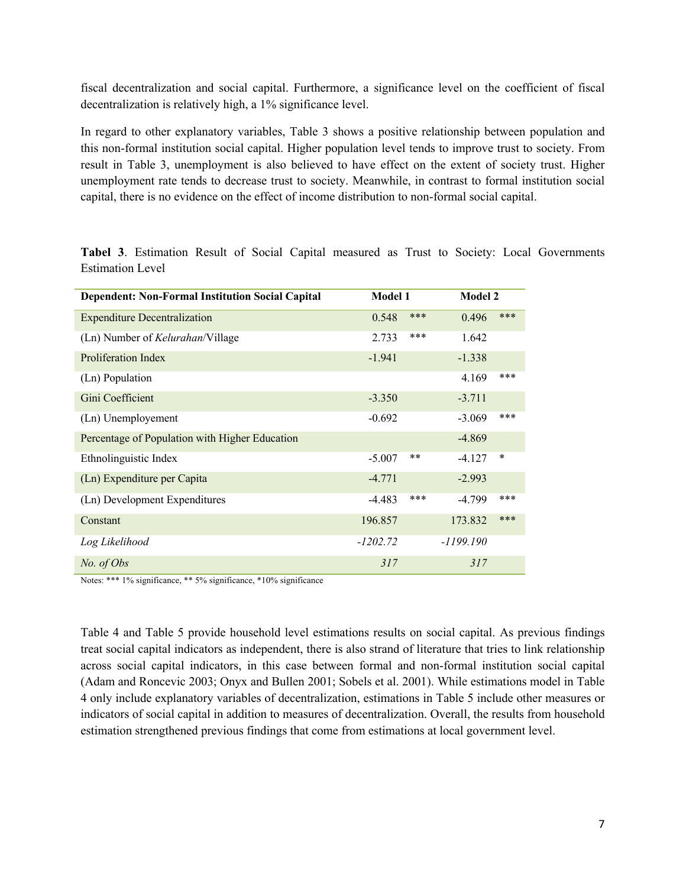fiscal decentralization and social capital. Furthermore, a significance level on the coefficient of fiscal decentralization is relatively high, a 1% significance level.

In regard to other explanatory variables, Table 3 shows a positive relationship between population and this non-formal institution social capital. Higher population level tends to improve trust to society. From result in Table 3, unemployment is also believed to have effect on the extent of society trust. Higher unemployment rate tends to decrease trust to society. Meanwhile, in contrast to formal institution social capital, there is no evidence on the effect of income distribution to non-formal social capital.

**Tabel 3**. Estimation Result of Social Capital measured as Trust to Society: Local Governments Estimation Level

| Dependent: Non-Formal Institution Social Capital | Model 1 | | Model 2 | |
|---|---|---|---|---|
| Expenditure Decentralization | 0.548 | *** | 0.496 | *** |
| (Ln) Number of *Kelurahan*/Village | 2.733 | *** | 1.642 | |
| Proliferation Index | -1.941 | | -1.338 | |
| (Ln) Population | | | 4.169 | *** |
| Gini Coefficient | -3.350 | | -3.711 | |
| (Ln) Unemployement | -0.692 | | -3.069 | *** |
| Percentage of Population with Higher Education | | | -4.869 | |
| Ethnolinguistic Index | -5.007 | ** | -4.127 | * |
| (Ln) Expenditure per Capita | -4.771 | | -2.993 | |
| (Ln) Development Expenditures | -4.483 | *** | -4.799 | *** |
| Constant | 196.857 | | 173.832 | *** |
| *Log Likelihood* | *-1202.72* | | *-1199.190* | |
| *No. of Obs* | *317* | | *317* | |

Notes: *** 1% significance, ** 5% significance, *10% significance

Table 4 and Table 5 provide household level estimations results on social capital. As previous findings treat social capital indicators as independent, there is also strand of literature that tries to link relationship across social capital indicators, in this case between formal and non-formal institution social capital (Adam and Roncevic 2003; Onyx and Bullen 2001; Sobels et al. 2001). While estimations model in Table 4 only include explanatory variables of decentralization, estimations in Table 5 include other measures or indicators of social capital in addition to measures of decentralization. Overall, the results from household estimation strengthened previous findings that come from estimations at local government level.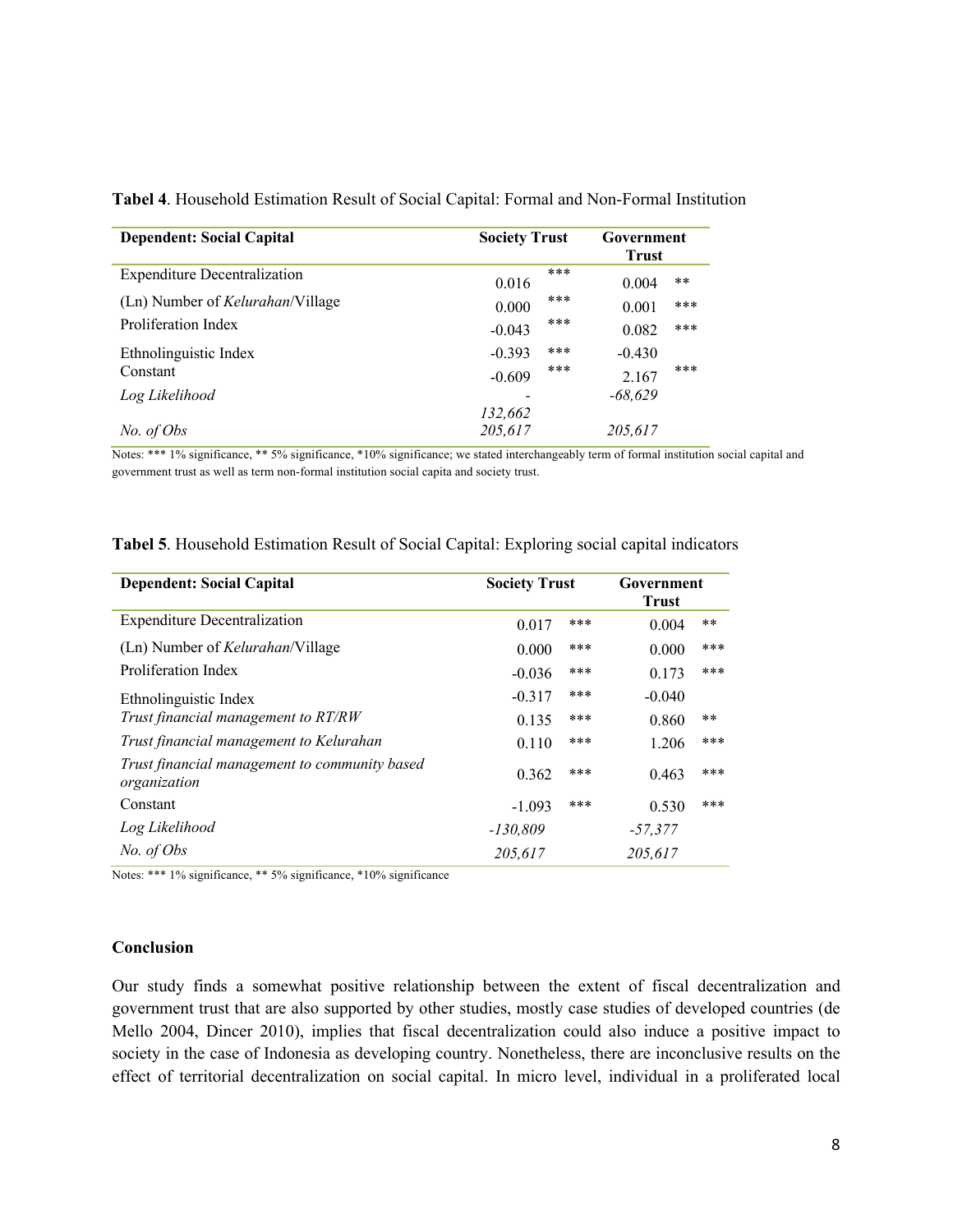**Tabel 4**. Household Estimation Result of Social Capital: Formal and Non-Formal Institution

| Dependent: Social Capital | Society Trust | | Government Trust | |
|---|---|---|---|---|
| Expenditure Decentralization | 0.016 | *** | 0.004 | ** |
| (Ln) Number of *Kelurahan*/Village | 0.000 | *** | 0.001 | *** |
| Proliferation Index | -0.043 | *** | 0.082 | *** |
| Ethnolinguistic Index | -0.393 | *** | -0.430 | |
| Constant | -0.609 | *** | 2.167 | *** |
| *Log Likelihood* | *-132,662* | | *-68,629* | |
| *No. of Obs* | *205,617* | | *205,617* | |

Notes: *** 1% significance, ** 5% significance, *10% significance; we stated interchangeably term of formal institution social capital and government trust as well as term non-formal institution social capita and society trust.

**Tabel 5**. Household Estimation Result of Social Capital: Exploring social capital indicators

| Dependent: Social Capital | Society Trust | | Government Trust | |
|---|---|---|---|---|
| Expenditure Decentralization | 0.017 | *** | 0.004 | ** |
| (Ln) Number of *Kelurahan*/Village | 0.000 | *** | 0.000 | *** |
| Proliferation Index | -0.036 | *** | 0.173 | *** |
| Ethnolinguistic Index | -0.317 | *** | -0.040 | |
| *Trust financial management to RT/RW* | 0.135 | *** | 0.860 | ** |
| *Trust financial management to Kelurahan* | 0.110 | *** | 1.206 | *** |
| *Trust financial management to community based organization* | 0.362 | *** | 0.463 | *** |
| Constant | -1.093 | *** | 0.530 | *** |
| *Log Likelihood* | *-130,809* | | *-57,377* | |
| *No. of Obs* | *205,617* | | *205,617* | |

Notes: *** 1% significance, ** 5% significance, *10% significance

## Conclusion

Our study finds a somewhat positive relationship between the extent of fiscal decentralization and government trust that are also supported by other studies, mostly case studies of developed countries (de Mello 2004, Dincer 2010), implies that fiscal decentralization could also induce a positive impact to society in the case of Indonesia as developing country. Nonetheless, there are inconclusive results on the effect of territorial decentralization on social capital. In micro level, individual in a proliferated local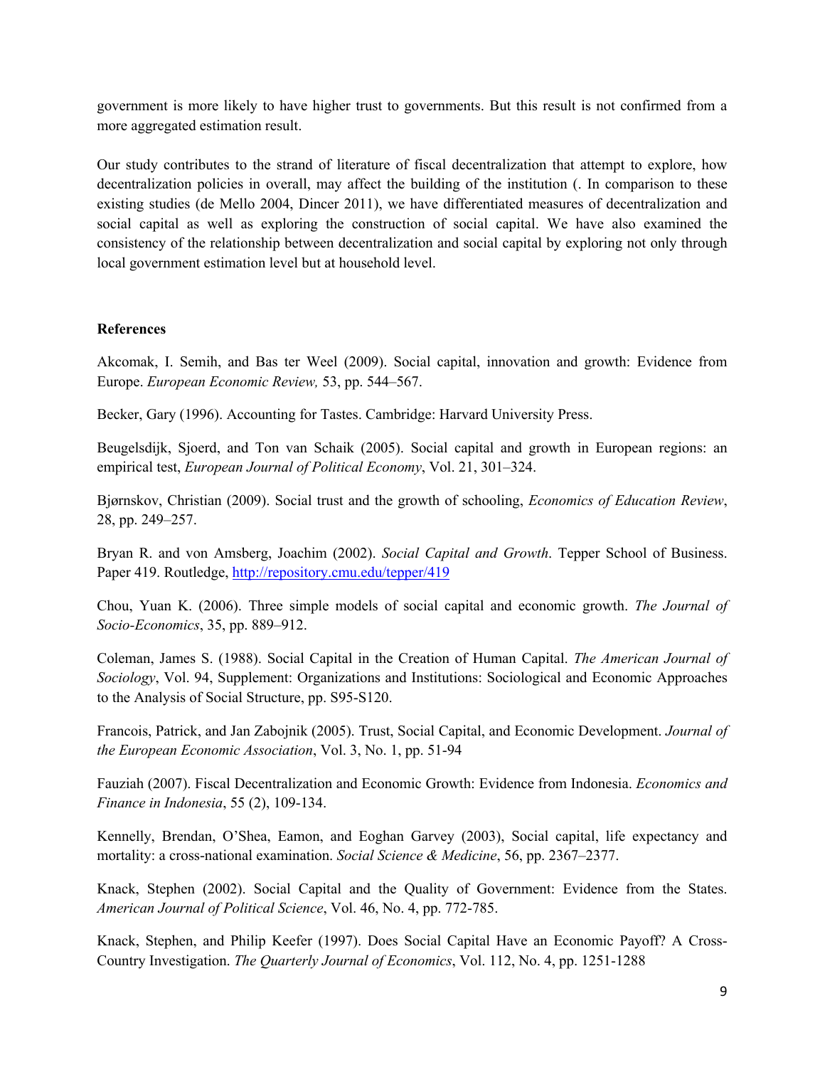government is more likely to have higher trust to governments. But this result is not confirmed from a more aggregated estimation result.

Our study contributes to the strand of literature of fiscal decentralization that attempt to explore, how decentralization policies in overall, may affect the building of the institution (. In comparison to these existing studies (de Mello 2004, Dincer 2011), we have differentiated measures of decentralization and social capital as well as exploring the construction of social capital. We have also examined the consistency of the relationship between decentralization and social capital by exploring not only through local government estimation level but at household level.

**References**

Akcomak, I. Semih, and Bas ter Weel (2009). Social capital, innovation and growth: Evidence from Europe. *European Economic Review,* 53, pp. 544–567.

Becker, Gary (1996). Accounting for Tastes. Cambridge: Harvard University Press.

Beugelsdijk, Sjoerd, and Ton van Schaik (2005). Social capital and growth in European regions: an empirical test, *European Journal of Political Economy*, Vol. 21, 301–324.

Bjørnskov, Christian (2009). Social trust and the growth of schooling, *Economics of Education Review*, 28, pp. 249–257.

Bryan R. and von Amsberg, Joachim (2002). *Social Capital and Growth*. Tepper School of Business. Paper 419. Routledge, http://repository.cmu.edu/tepper/419

Chou, Yuan K. (2006). Three simple models of social capital and economic growth. *The Journal of Socio-Economics*, 35, pp. 889–912.

Coleman, James S. (1988). Social Capital in the Creation of Human Capital. *The American Journal of Sociology*, Vol. 94, Supplement: Organizations and Institutions: Sociological and Economic Approaches to the Analysis of Social Structure, pp. S95-S120.

Francois, Patrick, and Jan Zabojnik (2005). Trust, Social Capital, and Economic Development. *Journal of the European Economic Association*, Vol. 3, No. 1, pp. 51-94

Fauziah (2007). Fiscal Decentralization and Economic Growth: Evidence from Indonesia. *Economics and Finance in Indonesia*, 55 (2), 109-134.

Kennelly, Brendan, O'Shea, Eamon, and Eoghan Garvey (2003), Social capital, life expectancy and mortality: a cross-national examination. *Social Science & Medicine*, 56, pp. 2367–2377.

Knack, Stephen (2002). Social Capital and the Quality of Government: Evidence from the States. *American Journal of Political Science*, Vol. 46, No. 4, pp. 772-785.

Knack, Stephen, and Philip Keefer (1997). Does Social Capital Have an Economic Payoff? A Cross-Country Investigation. *The Quarterly Journal of Economics*, Vol. 112, No. 4, pp. 1251-1288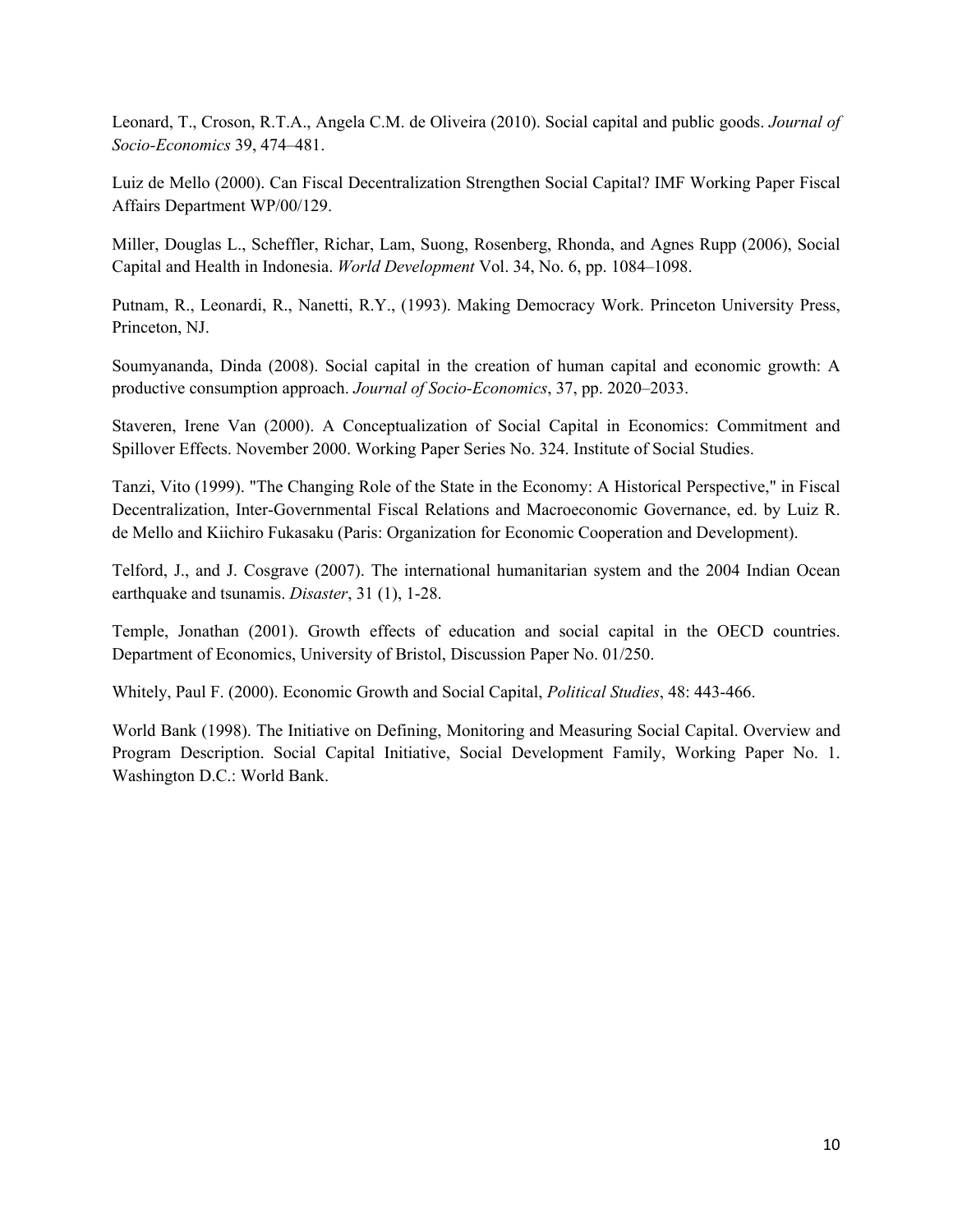Leonard, T., Croson, R.T.A., Angela C.M. de Oliveira (2010). Social capital and public goods. *Journal of Socio-Economics* 39, 474–481.

Luiz de Mello (2000). Can Fiscal Decentralization Strengthen Social Capital? IMF Working Paper Fiscal Affairs Department WP/00/129.

Miller, Douglas L., Scheffler, Richar, Lam, Suong, Rosenberg, Rhonda, and Agnes Rupp (2006), Social Capital and Health in Indonesia. *World Development* Vol. 34, No. 6, pp. 1084–1098.

Putnam, R., Leonardi, R., Nanetti, R.Y., (1993). Making Democracy Work. Princeton University Press, Princeton, NJ.

Soumyananda, Dinda (2008). Social capital in the creation of human capital and economic growth: A productive consumption approach. *Journal of Socio-Economics*, 37, pp. 2020–2033.

Staveren, Irene Van (2000). A Conceptualization of Social Capital in Economics: Commitment and Spillover Effects. November 2000. Working Paper Series No. 324. Institute of Social Studies.

Tanzi, Vito (1999). "The Changing Role of the State in the Economy: A Historical Perspective," in Fiscal Decentralization, Inter-Governmental Fiscal Relations and Macroeconomic Governance, ed. by Luiz R. de Mello and Kiichiro Fukasaku (Paris: Organization for Economic Cooperation and Development).

Telford, J., and J. Cosgrave (2007). The international humanitarian system and the 2004 Indian Ocean earthquake and tsunamis. *Disaster*, 31 (1), 1-28.

Temple, Jonathan (2001). Growth effects of education and social capital in the OECD countries. Department of Economics, University of Bristol, Discussion Paper No. 01/250.

Whitely, Paul F. (2000). Economic Growth and Social Capital, *Political Studies*, 48: 443-466.

World Bank (1998). The Initiative on Defining, Monitoring and Measuring Social Capital. Overview and Program Description. Social Capital Initiative, Social Development Family, Working Paper No. 1. Washington D.C.: World Bank.